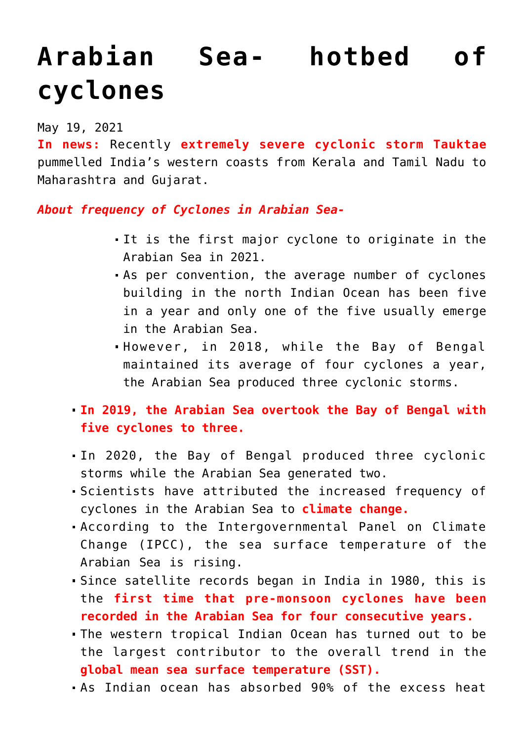# Arabian Sea- hotbed of cyclones

May 19, 2021

**In news:** Recently **extremely severe cyclonic storm Tauktae** pummelled India's western coasts from Kerala and Tamil Nadu to Maharashtra and Gujarat.

***About frequency of Cyclones in Arabian Sea-***

- It is the first major cyclone to originate in the Arabian Sea in 2021.
- As per convention, the average number of cyclones building in the north Indian Ocean has been five in a year and only one of the five usually emerge in the Arabian Sea.
- However, in 2018, while the Bay of Bengal maintained its average of four cyclones a year, the Arabian Sea produced three cyclonic storms.

- **In 2019, the Arabian Sea overtook the Bay of Bengal with five cyclones to three.**

- In 2020, the Bay of Bengal produced three cyclonic storms while the Arabian Sea generated two.
- Scientists have attributed the increased frequency of cyclones in the Arabian Sea to **climate change.**
- According to the Intergovernmental Panel on Climate Change (IPCC), the sea surface temperature of the Arabian Sea is rising.
- Since satellite records began in India in 1980, this is the **first time that pre-monsoon cyclones have been recorded in the Arabian Sea for four consecutive years.**
- The western tropical Indian Ocean has turned out to be the largest contributor to the overall trend in the **global mean sea surface temperature (SST).**
- As Indian ocean has absorbed 90% of the excess heat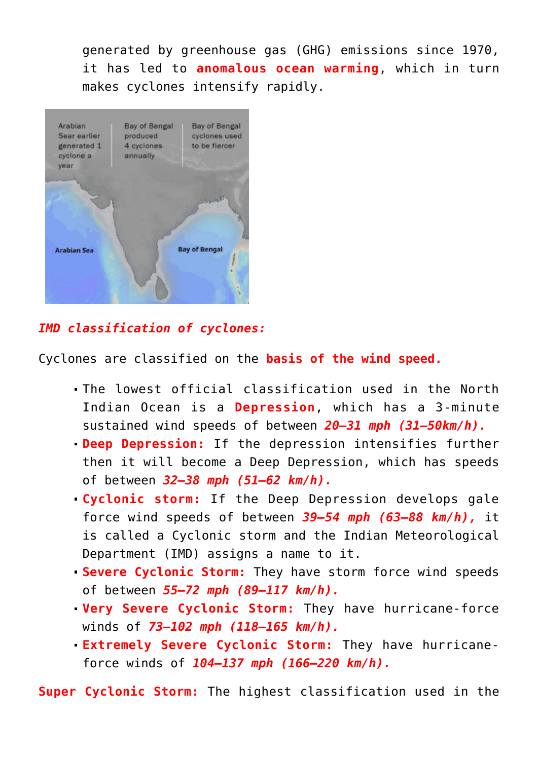generated by greenhouse gas (GHG) emissions since 1970, it has led to **anomalous ocean warming**, which in turn makes cyclones intensify rapidly.

***IMD classification of cyclones:***

Cyclones are classified on the **basis of the wind speed.**

- The lowest official classification used in the North Indian Ocean is a **Depression**, which has a 3-minute sustained wind speeds of between ***20–31 mph (31–50km/h).***
- **Deep Depression:** If the depression intensifies further then it will become a Deep Depression, which has speeds of between ***32–38 mph (51–62 km/h).***
- **Cyclonic storm:** If the Deep Depression develops gale force wind speeds of between ***39–54 mph (63–88 km/h),*** it is called a Cyclonic storm and the Indian Meteorological Department (IMD) assigns a name to it.
- **Severe Cyclonic Storm:** They have storm force wind speeds of between ***55–72 mph (89–117 km/h).***
- **Very Severe Cyclonic Storm:** They have hurricane-force winds of ***73–102 mph (118–165 km/h).***
- **Extremely Severe Cyclonic Storm:** They have hurricane-force winds of ***104–137 mph (166–220 km/h).***

**Super Cyclonic Storm:** The highest classification used in the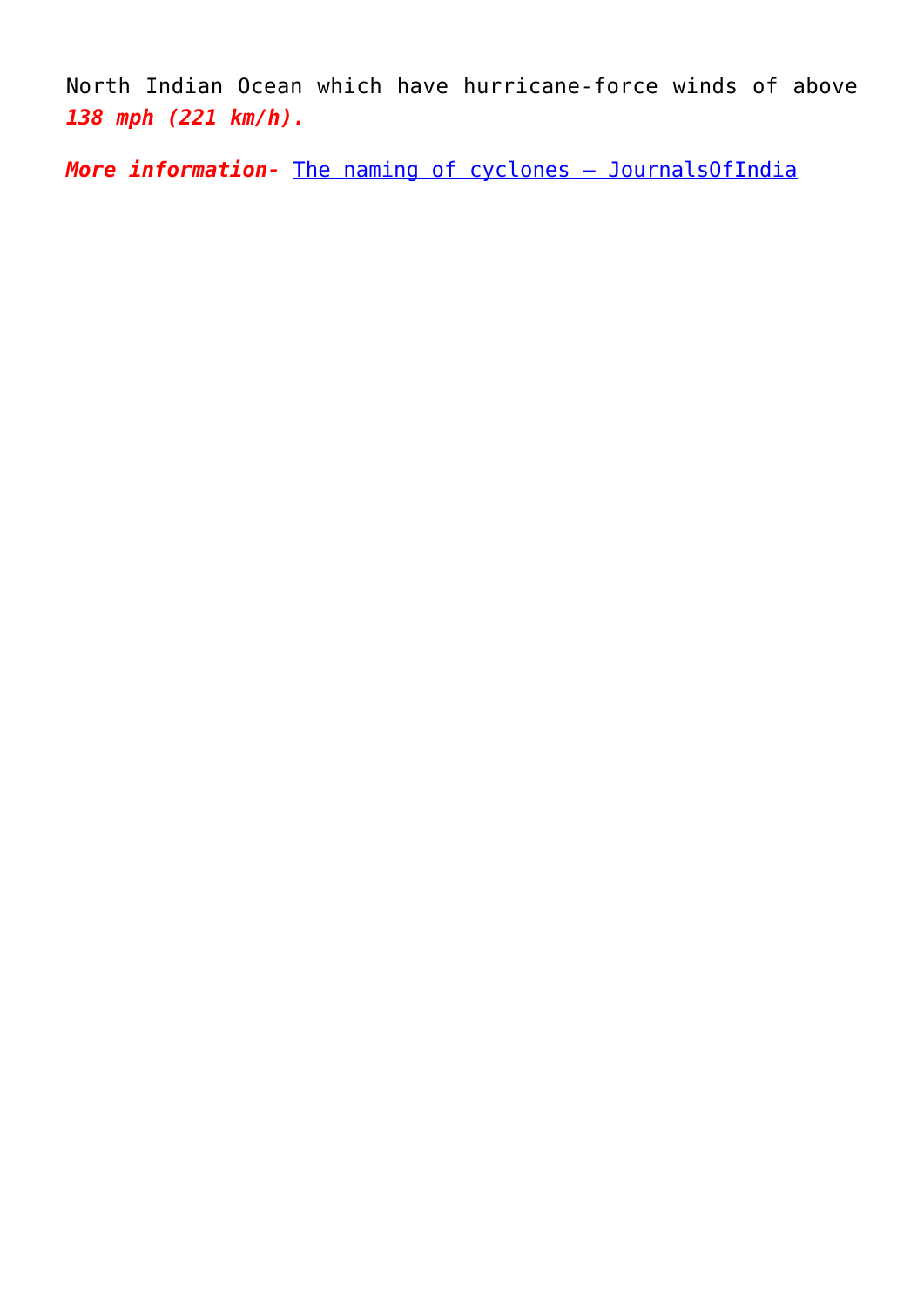North Indian Ocean which have hurricane-force winds of above ***138 mph (221 km/h).***

***More information-*** [The naming of cyclones – JournalsOfIndia]